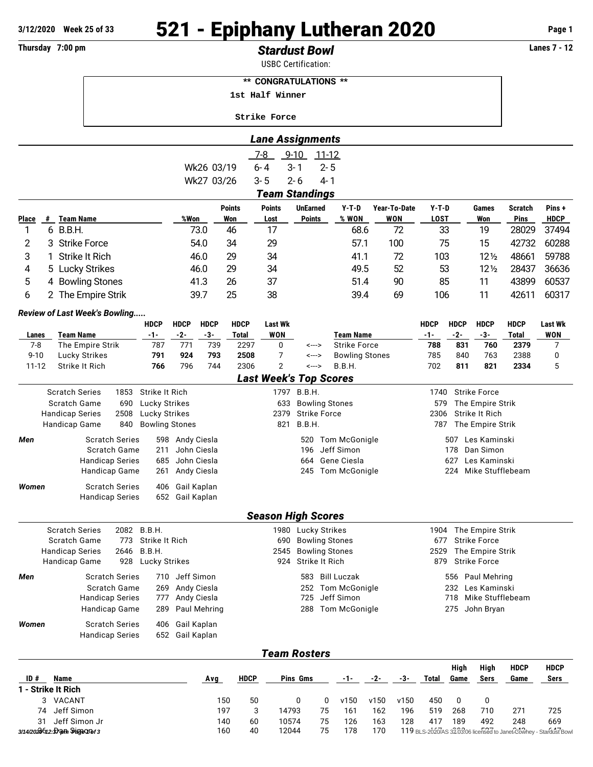# 521 - Epiphany Lutheran 2020

**3/12/2020 Week 25 of 33**

**Thursday 7:00 pm**

## *Stardust Bowl*

**Lanes 7 - 12**

USBC Certification:

** CONGRATULATIONS **

1st Half Winner

Strike Force

## *Lane Assignments*

| | 7-8 | 9-10 | 11-12 |
|---|---|---|---|
| Wk26 03/19 | 6- 4 | 3- 1 | 2- 5 |
| Wk27 03/26 | 3- 5 | 2- 6 | 4- 1 |

## *Team Standings*

| Place | # | Team Name | %Won | Points Won | Points Lost | UnEarned Points | Y-T-D % WON | Year-To-Date WON | Y-T-D LOST | Games Won | Scratch Pins | Pins + HDCP |
|---|---|---|---|---|---|---|---|---|---|---|---|---|
| 1 | 6 | B.B.H. | 73.0 | 46 | 17 | | 68.6 | 72 | 33 | 19 | 28029 | 37494 |
| 2 | 3 | Strike Force | 54.0 | 34 | 29 | | 57.1 | 100 | 75 | 15 | 42732 | 60288 |
| 3 | 1 | Strike It Rich | 46.0 | 29 | 34 | | 41.1 | 72 | 103 | 12½ | 48661 | 59788 |
| 4 | 5 | Lucky Strikes | 46.0 | 29 | 34 | | 49.5 | 52 | 53 | 12½ | 28437 | 36636 |
| 5 | 4 | Bowling Stones | 41.3 | 26 | 37 | | 51.4 | 90 | 85 | 11 | 43899 | 60537 |
| 6 | 2 | The Empire Strik | 39.7 | 25 | 38 | | 39.4 | 69 | 106 | 11 | 42611 | 60317 |

### *Review of Last Week's Bowling.....*

| Lanes | Team Name | HDCP -1- | HDCP -2- | HDCP -3- | HDCP Total | Last Wk WON | | Team Name | HDCP -1- | HDCP -2- | HDCP -3- | HDCP Total | Last Wk WON |
|---|---|---|---|---|---|---|---|---|---|---|---|---|---|
| 7-8 | The Empire Strik | 787 | 771 | 739 | 2297 | 0 | <---> | Strike Force | **788** | **831** | **760** | **2379** | 7 |
| 9-10 | Lucky Strikes | **791** | **924** | **793** | **2508** | 7 | <---> | Bowling Stones | 785 | 840 | 763 | 2388 | 0 |
| 11-12 | Strike It Rich | **766** | 796 | 744 | 2306 | 2 | <---> | B.B.H. | 702 | **811** | **821** | **2334** | 5 |

## *Last Week's Top Scores*

| | | | | | | |
|---|---|---|---|---|---|---|
| Scratch Series | 1853 | Strike It Rich | 1797 | B.B.H. | 1740 | Strike Force |
| Scratch Game | 690 | Lucky Strikes | 633 | Bowling Stones | 579 | The Empire Strik |
| Handicap Series | 2508 | Lucky Strikes | 2379 | Strike Force | 2306 | Strike It Rich |
| Handicap Game | 840 | Bowling Stones | 821 | B.B.H. | 787 | The Empire Strik |

| | | | | | | | |
|---|---|---|---|---|---|---|---|
| ***Men*** | Scratch Series | 598 | Andy Ciesla | 520 | Tom McGonigle | 507 | Les Kaminski |
| | Scratch Game | 211 | John Ciesla | 196 | Jeff Simon | 178 | Dan Simon |
| | Handicap Series | 685 | John Ciesla | 664 | Gene Ciesla | 627 | Les Kaminski |
| | Handicap Game | 261 | Andy Ciesla | 245 | Tom McGonigle | 224 | Mike Stufflebeam |
| ***Women*** | Scratch Series | 406 | Gail Kaplan | | | | |
| | Handicap Series | 652 | Gail Kaplan | | | | |

## *Season High Scores*

| | | | | | | |
|---|---|---|---|---|---|---|
| Scratch Series | 2082 | B.B.H. | 1980 | Lucky Strikes | 1904 | The Empire Strik |
| Scratch Game | 773 | Strike It Rich | 690 | Bowling Stones | 677 | Strike Force |
| Handicap Series | 2646 | B.B.H. | 2545 | Bowling Stones | 2529 | The Empire Strik |
| Handicap Game | 928 | Lucky Strikes | 924 | Strike It Rich | 879 | Strike Force |

| | | | | | | | |
|---|---|---|---|---|---|---|---|
| ***Men*** | Scratch Series | 710 | Jeff Simon | 583 | Bill Luczak | 556 | Paul Mehring |
| | Scratch Game | 269 | Andy Ciesla | 252 | Tom McGonigle | 232 | Les Kaminski |
| | Handicap Series | 777 | Andy Ciesla | 725 | Jeff Simon | 718 | Mike Stufflebeam |
| | Handicap Game | 289 | Paul Mehring | 288 | Tom McGonigle | 275 | John Bryan |
| ***Women*** | Scratch Series | 406 | Gail Kaplan | | | | |
| | Handicap Series | 652 | Gail Kaplan | | | | |

## *Team Rosters*

| ID # | Name | Avg | HDCP | Pins | Gms | -1- | -2- | -3- | Total | High Game | High Sers | HDCP Game | HDCP Sers |
|---|---|---|---|---|---|---|---|---|---|---|---|---|---|
| **1 - Strike It Rich** | | | | | | | | | | | | | |
| 3 | VACANT | 150 | 50 | 0 | 0 | v150 | v150 | v150 | 450 | 0 | 0 | | |
| 74 | Jeff Simon | 197 | 3 | 14793 | 75 | 161 | 162 | 196 | 519 | 268 | 710 | 271 | 725 |
| 31 | Jeff Simon Jr | 140 | 60 | 10574 | 75 | 126 | 163 | 128 | 417 | 189 | 492 | 248 | 669 |
| 36 | Dan Simon | 160 | 40 | 12044 | 75 | 178 | 170 | 119 | | | | | |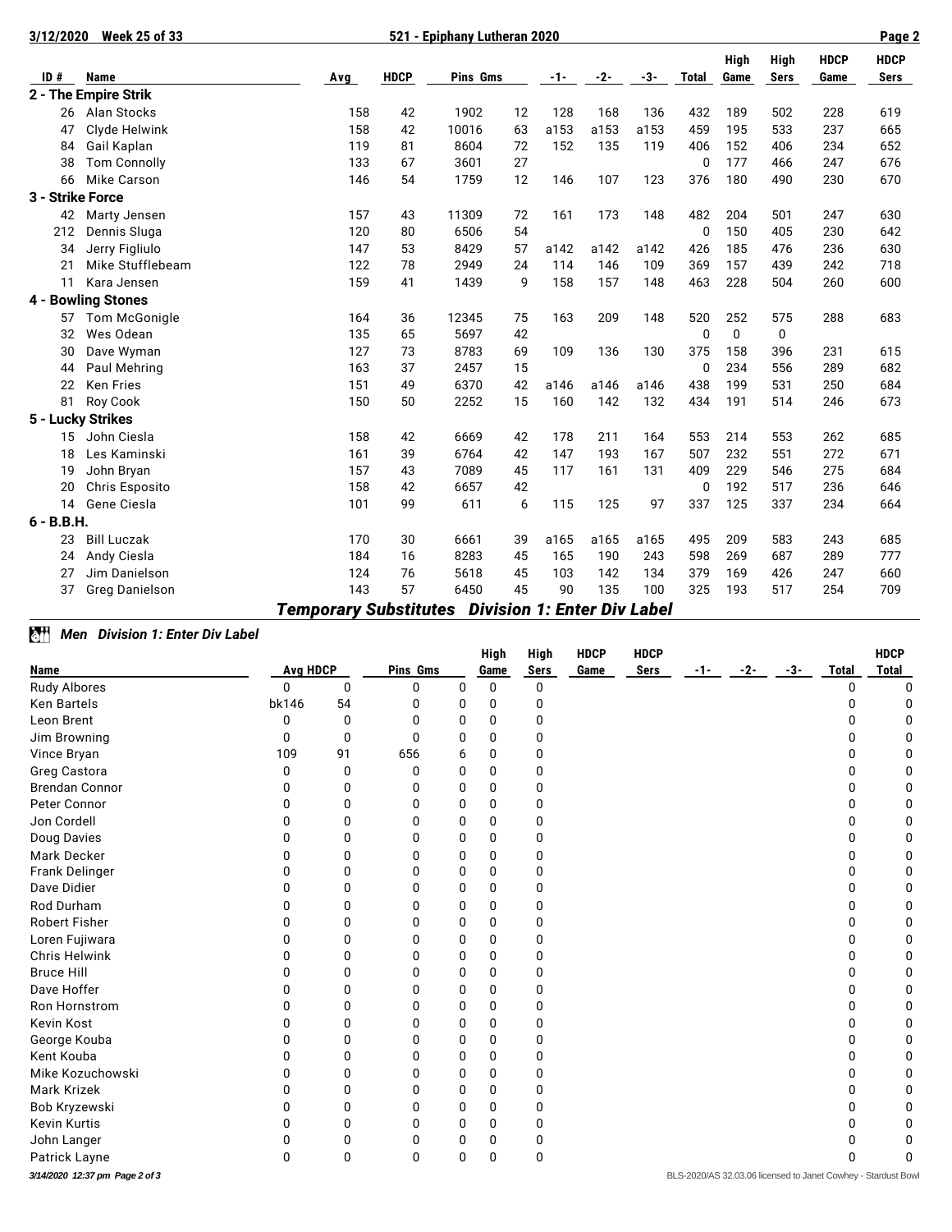| ID # | Name | Avg | HDCP | Pins | Gms | -1- | -2- | -3- | Total | High Game | High Sers | HDCP Game | HDCP Sers |
|---|---|---|---|---|---|---|---|---|---|---|---|---|---|
| **2 - The Empire Strik** | | | | | | | | | | | | | |
| 26 | Alan Stocks | 158 | 42 | 1902 | 12 | 128 | 168 | 136 | 432 | 189 | 502 | 228 | 619 |
| 47 | Clyde Helwink | 158 | 42 | 10016 | 63 | a153 | a153 | a153 | 459 | 195 | 533 | 237 | 665 |
| 84 | Gail Kaplan | 119 | 81 | 8604 | 72 | 152 | 135 | 119 | 406 | 152 | 406 | 234 | 652 |
| 38 | Tom Connolly | 133 | 67 | 3601 | 27 | | | | 0 | 177 | 466 | 247 | 676 |
| 66 | Mike Carson | 146 | 54 | 1759 | 12 | 146 | 107 | 123 | 376 | 180 | 490 | 230 | 670 |
| **3 - Strike Force** | | | | | | | | | | | | | |
| 42 | Marty Jensen | 157 | 43 | 11309 | 72 | 161 | 173 | 148 | 482 | 204 | 501 | 247 | 630 |
| 212 | Dennis Sluga | 120 | 80 | 6506 | 54 | | | | 0 | 150 | 405 | 230 | 642 |
| 34 | Jerry Figliulo | 147 | 53 | 8429 | 57 | a142 | a142 | a142 | 426 | 185 | 476 | 236 | 630 |
| 21 | Mike Stufflebeam | 122 | 78 | 2949 | 24 | 114 | 146 | 109 | 369 | 157 | 439 | 242 | 718 |
| 11 | Kara Jensen | 159 | 41 | 1439 | 9 | 158 | 157 | 148 | 463 | 228 | 504 | 260 | 600 |
| **4 - Bowling Stones** | | | | | | | | | | | | | |
| 57 | Tom McGonigle | 164 | 36 | 12345 | 75 | 163 | 209 | 148 | 520 | 252 | 575 | 288 | 683 |
| 32 | Wes Odean | 135 | 65 | 5697 | 42 | | | | 0 | 0 | 0 | | |
| 30 | Dave Wyman | 127 | 73 | 8783 | 69 | 109 | 136 | 130 | 375 | 158 | 396 | 231 | 615 |
| 44 | Paul Mehring | 163 | 37 | 2457 | 15 | | | | 0 | 234 | 556 | 289 | 682 |
| 22 | Ken Fries | 151 | 49 | 6370 | 42 | a146 | a146 | a146 | 438 | 199 | 531 | 250 | 684 |
| 81 | Roy Cook | 150 | 50 | 2252 | 15 | 160 | 142 | 132 | 434 | 191 | 514 | 246 | 673 |
| **5 - Lucky Strikes** | | | | | | | | | | | | | |
| 15 | John Ciesla | 158 | 42 | 6669 | 42 | 178 | 211 | 164 | 553 | 214 | 553 | 262 | 685 |
| 18 | Les Kaminski | 161 | 39 | 6764 | 42 | 147 | 193 | 167 | 507 | 232 | 551 | 272 | 671 |
| 19 | John Bryan | 157 | 43 | 7089 | 45 | 117 | 161 | 131 | 409 | 229 | 546 | 275 | 684 |
| 20 | Chris Esposito | 158 | 42 | 6657 | 42 | | | | 0 | 192 | 517 | 236 | 646 |
| 14 | Gene Ciesla | 101 | 99 | 611 | 6 | 115 | 125 | 97 | 337 | 125 | 337 | 234 | 664 |
| **6 - B.B.H.** | | | | | | | | | | | | | |
| 23 | Bill Luczak | 170 | 30 | 6661 | 39 | a165 | a165 | a165 | 495 | 209 | 583 | 243 | 685 |
| 24 | Andy Ciesla | 184 | 16 | 8283 | 45 | 165 | 190 | 243 | 598 | 269 | 687 | 289 | 777 |
| 27 | Jim Danielson | 124 | 76 | 5618 | 45 | 103 | 142 | 134 | 379 | 169 | 426 | 247 | 660 |
| 37 | Greg Danielson | 143 | 57 | 6450 | 45 | 90 | 135 | 100 | 325 | 193 | 517 | 254 | 709 |

## *Temporary Substitutes Division 1: Enter Div Label*

### *Men Division 1: Enter Div Label*

| Name | Avg | HDCP | Pins | Gms | High Game | High Sers | HDCP Game | HDCP Sers | -1- | -2- | -3- | Total | HDCP Total |
|---|---|---|---|---|---|---|---|---|---|---|---|---|---|
| Rudy Albores | 0 | 0 | 0 | 0 | 0 | 0 | | | | | | 0 | 0 |
| Ken Bartels | bk146 | 54 | 0 | 0 | 0 | 0 | | | | | | 0 | 0 |
| Leon Brent | 0 | 0 | 0 | 0 | 0 | 0 | | | | | | 0 | 0 |
| Jim Browning | 0 | 0 | 0 | 0 | 0 | 0 | | | | | | 0 | 0 |
| Vince Bryan | 109 | 91 | 656 | 6 | 0 | 0 | | | | | | 0 | 0 |
| Greg Castora | 0 | 0 | 0 | 0 | 0 | 0 | | | | | | 0 | 0 |
| Brendan Connor | 0 | 0 | 0 | 0 | 0 | 0 | | | | | | 0 | 0 |
| Peter Connor | 0 | 0 | 0 | 0 | 0 | 0 | | | | | | 0 | 0 |
| Jon Cordell | 0 | 0 | 0 | 0 | 0 | 0 | | | | | | 0 | 0 |
| Doug Davies | 0 | 0 | 0 | 0 | 0 | 0 | | | | | | 0 | 0 |
| Mark Decker | 0 | 0 | 0 | 0 | 0 | 0 | | | | | | 0 | 0 |
| Frank Delinger | 0 | 0 | 0 | 0 | 0 | 0 | | | | | | 0 | 0 |
| Dave Didier | 0 | 0 | 0 | 0 | 0 | 0 | | | | | | 0 | 0 |
| Rod Durham | 0 | 0 | 0 | 0 | 0 | 0 | | | | | | 0 | 0 |
| Robert Fisher | 0 | 0 | 0 | 0 | 0 | 0 | | | | | | 0 | 0 |
| Loren Fujiwara | 0 | 0 | 0 | 0 | 0 | 0 | | | | | | 0 | 0 |
| Chris Helwink | 0 | 0 | 0 | 0 | 0 | 0 | | | | | | 0 | 0 |
| Bruce Hill | 0 | 0 | 0 | 0 | 0 | 0 | | | | | | 0 | 0 |
| Dave Hoffer | 0 | 0 | 0 | 0 | 0 | 0 | | | | | | 0 | 0 |
| Ron Hornstrom | 0 | 0 | 0 | 0 | 0 | 0 | | | | | | 0 | 0 |
| Kevin Kost | 0 | 0 | 0 | 0 | 0 | 0 | | | | | | 0 | 0 |
| George Kouba | 0 | 0 | 0 | 0 | 0 | 0 | | | | | | 0 | 0 |
| Kent Kouba | 0 | 0 | 0 | 0 | 0 | 0 | | | | | | 0 | 0 |
| Mike Kozuchowski | 0 | 0 | 0 | 0 | 0 | 0 | | | | | | 0 | 0 |
| Mark Krizek | 0 | 0 | 0 | 0 | 0 | 0 | | | | | | 0 | 0 |
| Bob Kryzewski | 0 | 0 | 0 | 0 | 0 | 0 | | | | | | 0 | 0 |
| Kevin Kurtis | 0 | 0 | 0 | 0 | 0 | 0 | | | | | | 0 | 0 |
| John Langer | 0 | 0 | 0 | 0 | 0 | 0 | | | | | | 0 | 0 |
| Patrick Layne | 0 | 0 | 0 | 0 | 0 | 0 | | | | | | 0 | 0 |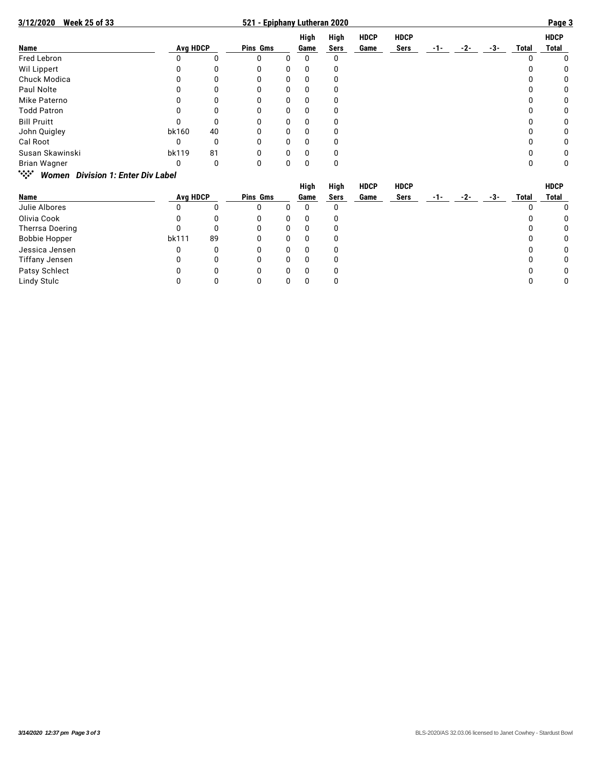| Name | Avg | HDCP | Pins | Gms | High Game | High Sers | HDCP Game | HDCP Sers | -1- | -2- | -3- | Total | HDCP Total |
|---|---|---|---|---|---|---|---|---|---|---|---|---|---|
| Fred Lebron | 0 | 0 | 0 | 0 | 0 | 0 | | | | | | 0 | 0 |
| Wil Lippert | 0 | 0 | 0 | 0 | 0 | 0 | | | | | | 0 | 0 |
| Chuck Modica | 0 | 0 | 0 | 0 | 0 | 0 | | | | | | 0 | 0 |
| Paul Nolte | 0 | 0 | 0 | 0 | 0 | 0 | | | | | | 0 | 0 |
| Mike Paterno | 0 | 0 | 0 | 0 | 0 | 0 | | | | | | 0 | 0 |
| Todd Patron | 0 | 0 | 0 | 0 | 0 | 0 | | | | | | 0 | 0 |
| Bill Pruitt | 0 | 0 | 0 | 0 | 0 | 0 | | | | | | 0 | 0 |
| John Quigley | bk160 | 40 | 0 | 0 | 0 | 0 | | | | | | 0 | 0 |
| Cal Root | 0 | 0 | 0 | 0 | 0 | 0 | | | | | | 0 | 0 |
| Susan Skawinski | bk119 | 81 | 0 | 0 | 0 | 0 | | | | | | 0 | 0 |
| Brian Wagner | 0 | 0 | 0 | 0 | 0 | 0 | | | | | | 0 | 0 |

### *Women Division 1: Enter Div Label*

| Name | Avg | HDCP | Pins | Gms | High Game | High Sers | HDCP Game | HDCP Sers | -1- | -2- | -3- | Total | HDCP Total |
|---|---|---|---|---|---|---|---|---|---|---|---|---|---|
| Julie Albores | 0 | 0 | 0 | 0 | 0 | 0 | | | | | | 0 | 0 |
| Olivia Cook | 0 | 0 | 0 | 0 | 0 | 0 | | | | | | 0 | 0 |
| Therrsa Doering | 0 | 0 | 0 | 0 | 0 | 0 | | | | | | 0 | 0 |
| Bobbie Hopper | bk111 | 89 | 0 | 0 | 0 | 0 | | | | | | 0 | 0 |
| Jessica Jensen | 0 | 0 | 0 | 0 | 0 | 0 | | | | | | 0 | 0 |
| Tiffany Jensen | 0 | 0 | 0 | 0 | 0 | 0 | | | | | | 0 | 0 |
| Patsy Schlect | 0 | 0 | 0 | 0 | 0 | 0 | | | | | | 0 | 0 |
| Lindy Stulc | 0 | 0 | 0 | 0 | 0 | 0 | | | | | | 0 | 0 |